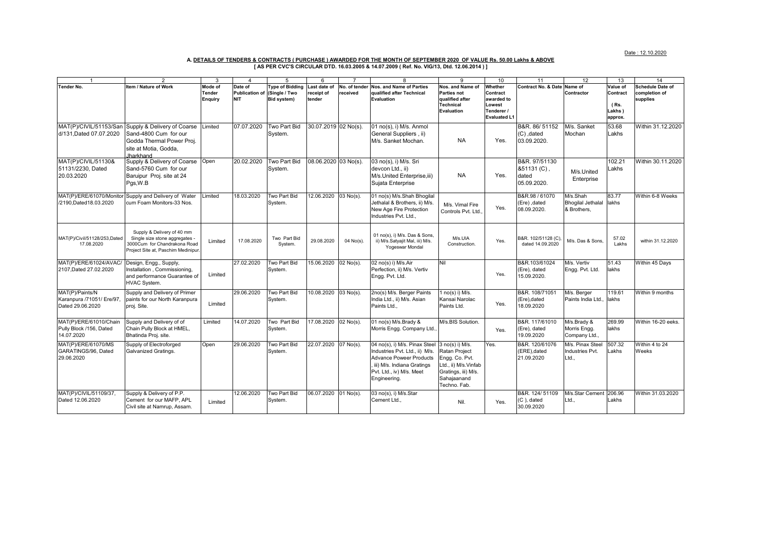Date : 12.10.2020

**A. DETAILS OF TENDERS & CONTRACTS ( PURCHASE ) AWARDED FOR THE MONTH OF SEPTEMBER 2020 OF VALUE Rs. 50.00 Lakhs & ABOVE**

**[ AS PER CVC'S CIRCULAR DTD. 16.03.2005 & 14.07.2009 ( Ref. No. VIG/13, Dtd. 12.06.2014 ) ]**

| 1 | 2 | 3 | 4 | 5 | 6 | 7 | 8 | 9 | 10 | 11 | 12 | 13 | 14 |
|---|---|---|---|---|---|---|---|---|---|---|---|---|---|
| **Tender No.** | **Item / Nature of Work** | **Mode of Tender Enquiry** | **Date of Publication of NIT** | **Type of Bidding (Single / Two Bid system)** | **Last date of receipt of tender** | **No. of tender received** | **Nos. and Name of Parties qualified after Technical Evaluation** | **Nos. and Name of Parties not qualified after Technical Evaluation** | **Whether Contract awarded to Lowest Tenderer / Evaluated L1** | **Contract No. & Date** | **Name of Contractor** | **Value of Contract ( Rs. Lakhs ) approx.** | **Schedule Date of completion of supplies** |
| MAT(P)/CIVIL/51153/Sand/131,Dated 07.07.2020 | Supply & Delivery of Coarse Sand-4800 Cum for our Godda Thermal Power Proj. site at Motia, Godda, Jharkhand | Limited | 07.07.2020 | Two Part Bid System. | 30.07.2019 | 02 No(s). | 01 no(s), i) M/s. Anmol General Suppliers , ii) M/s. Sanket Mochan. | NA | Yes. | B&R. 86/ 51152 (C) ,dated 03.09.2020. | M/s. Sanket Mochan | 53.68 Lakhs | Within 31.12.2020 |
| MAT(P)/CIVIL/51130& 51131/2230, Dated 20.03.2020 | Supply & Delivery of Coarse Sand-5760 Cum for our Baruipur Proj. site at 24 Pgs,W.B | Open | 20.02.2020 | Two Part Bid System. | 08.06.2020 | 03 No(s). | 03 no(s), i) M/s. Sri devcon Ltd., ii) M/s.United Enterprise,iii) Sujata Enterprise | NA | Yes. | B&R. 97/51130 &51131 (C) , dated 05.09.2020. | M/s.United Enterprise | 102.21 Lakhs | Within 30.11.2020 |
| MAT(P)/ERE/61070/Monitor/2190,Dated18.03.2020 | Supply and Delivery of Water cum Foam Monitors-33 Nos. | Limited | 18.03.2020 | Two Part Bid System. | 12.06.2020 | 03 No(s). | 01 no(s) M/s.Shah Bhogilal Jethalal & Brothers, ii) M/s. New Age Fire Protection Industries Pvt. Ltd., | M/s. Vimal Fire Controls Pvt. Ltd., | Yes. | B&R.98 / 61070 (Ere) ,dated 08.09.2020. | M/s.Shah Bhogilal Jethalal & Brothers, | 83.77 lakhs | Within 6-8 Weeks |
| MAT(P)/Civil/51128/253,Dated 17.08.2020 | Supply & Delivery of 40 mm Single size stone aggregates - 3000Cum for Chandrakona Road Project Site at, Paschim Medinipur. | Limited | 17.08.2020 | Two Part Bid System. | 29.08.2020 | 04 No(s). | 01 no(s), i) M/s. Das & Sons, ii) M/s.Satyajit Mal, iii) M/s. Yogeswar Mondal | M/s.UIA Construction. | Yes. | B&R. 102/51128 (C), dated 14.09.2020 | M/s. Das & Sons, | 57.02 Lakhs | within 31.12.2020 |
| MAT(P)/ERE/61024/AVAC/2107,Dated 27.02.2020 | Design, Engg., Supply, Installation , Commissioning, and performance Guarantee of HVAC System. | Limited | 27.02.2020 | Two Part Bid System. | 15.06.2020 | 02 No(s). | 02 no(s) i) M/s.Air Perfection, ii) M/s. Vertiv Engg. Pvt. Ltd. | Nil | Yes. | B&R.103/61024 (Ere), dated 15.09.2020. | M/s. Vertiv Engg. Pvt. Ltd. | 51.43 lakhs | Within 45 Days |
| MAT(P)/Paints/N Karanpura /71051/ Ere/97, Dated 29.06.2020 | Supply and Delivery of Primer paints for our North Karanpura proj. Site. | Limited | 29.06.2020 | Two Part Bid System. | 10.08.2020 | 03 No(s). | 2no(s) M/s. Berger Paints India Ltd., ii) M/s. Asian Paints Ltd., | 1 no(s) i) M/s. Kansai Narolac Paints Ltd. | Yes. | B&R. 108/71051 (Ere),dated 18.09.2020 | M/s. Berger Paints India Ltd., | 119.61 lakhs | Within 9 months |
| MAT(P)/ERE/61010/Chain Pully Block /156, Dated 14.07.2020 | Supply and Delivery of of Chain Pully Block at HMEL, Bhatinda Proj. site. | Limited | 14.07.2020 | Two Part Bid System. | 17.08.2020 | 02 No(s). | 01 no(s) M/s.Brady & Morris Engg. Company Ltd., | M/s.BIS Solution. | Yes. | B&R. 117/61010 (Ere), dated 19.09.2020 | M/s.Brady & Morris Engg. Company Ltd., | 269.99 lakhs | Within 16-20 eeks. |
| MAT(P)/ERE/61070/MS GARATINGS/96, Dated 29.06.2020 | Supply of Electroforged Galvanized Gratings. | Open | 29.06.2020 | Two Part Bid System. | 22.07.2020 | 07 No(s). | 04 no(s), i) M/s. Pinax Steel Industries Pvt. Ltd., ii) M/s. Advance Poweer Products , iii) M/s. Indiana Gratings Pvt. Ltd., iv) M/s. Meet Engineering. | 3 no(s) i) M/s. Ratan Project Engg. Co. Pvt. Ltd., ii) M/s.Vinfab Gratings, iii) M/s. Sahajaanand Techno. Fab. | Yes. | B&R. 120/61076 (ERE),dated 21.09.2020 | M/s. Pinax Steel Industries Pvt. Ltd., | 507.32 Lakhs | Within 4 to 24 Weeks |
| MAT(P)/CIVIL/51109/37, Dated 12.06.2020 | Supply & Delivery of P.P. Cement for our MAFP, APL Civil site at Namrup, Assam. | Limited | 12.06.2020 | Two Part Bid System. | 06.07.2020 | 01 No(s). | 03 no(s) i) M/s.Star Cement Ltd., | Nil. | Yes. | B&R. 124/ 51109 (C ), dated 30.09.2020 | M/s.Star Cement Ltd., | 206.96 Lakhs | Within 31.03.2020 |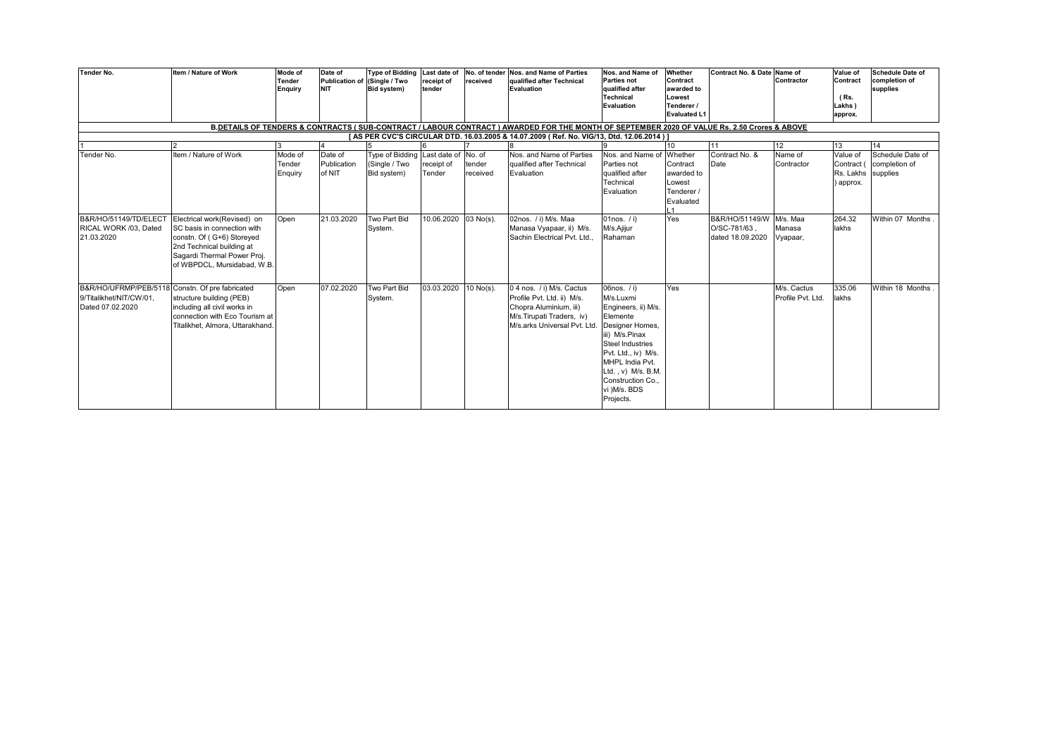| Tender No. | Item / Nature of Work | Mode of Tender Enquiry | Date of Publication of NIT | Type of Bidding (Single / Two Bid system) | Last date of receipt of tender | No. of tender received | Nos. and Name of Parties qualified after Technical Evaluation | Nos. and Name of Parties not qualified after Technical Evaluation | Whether Contract awarded to Lowest Tenderer / Evaluated L1 | Contract No. & Date | Name of Contractor | Value of Contract ( Rs. Lakhs ) approx. | Schedule Date of completion of supplies |
|---|---|---|---|---|---|---|---|---|---|---|---|---|---|
| **B.DETAILS OF TENDERS & CONTRACTS ( SUB-CONTRACT / LABOUR CONTRACT ) AWARDED FOR THE MONTH OF SEPTEMBER 2020 OF VALUE Rs. 2.50 Crores & ABOVE** | | | | | | | | | | | | | |
| **[ AS PER CVC'S CIRCULAR DTD. 16.03.2005 & 14.07.2009 ( Ref. No. VIG/13, Dtd. 12.06.2014 ) ]** | | | | | | | | | | | | | |
| 1 | 2 | 3 | 4 | 5 | 6 | 7 | 8 | 9 | 10 | 11 | 12 | 13 | 14 |
| Tender No. | Item / Nature of Work | Mode of Tender Enquiry | Date of Publication of NIT | Type of Bidding (Single / Two Bid system) | Last date of receipt of Tender | No. of tender received | Nos. and Name of Parties qualified after Technical Evaluation | Nos. and Name of Parties not qualified after Technical Evaluation | Whether Contract awarded to Lowest Tenderer / Evaluated L1 | Contract No. & Date | Name of Contractor | Value of Contract ( Rs. Lakhs ) approx. | Schedule Date of completion of supplies |
| B&R/HO/51149/TD/ELECTRICAL WORK /03, Dated 21.03.2020 | Electrical work(Revised) on SC basis in connection with constn. Of ( G+6) Storeyed 2nd Technical building at Sagardi Thermal Power Proj. of WBPDCL, Mursidabad, W.B. | Open | 21.03.2020 | Two Part Bid System. | 10.06.2020 | 03 No(s). | 02nos. / i) M/s. Maa Manasa Vyapaar, ii) M/s. Sachin Electrical Pvt. Ltd., | 01nos. / i) M/s.Ajijur Rahaman | Yes | B&R/HO/51149/WO/SC-781/63 , dated 18.09.2020 | M/s. Maa Manasa Vyapaar, | 264.32 lakhs | Within 07 Months . |
| B&R/HO/UFRMP/PEB/5118 9/Titalikhet/NIT/CW/01, Dated 07.02.2020 | Constn. Of pre fabricated structure building (PEB) including all civil works in connection with Eco Tourism at Titalikhet, Almora, Uttarakhand. | Open | 07.02.2020 | Two Part Bid System. | 03.03.2020 | 10 No(s). | 0 4 nos. / i) M/s. Cactus Profile Pvt. Ltd. ii) M/s. Chopra Aluminium, iii) M/s.Tirupati Traders, iv) M/s.arks Universal Pvt. Ltd. | 06nos. / i) M/s.Luxmi Engineers, ii) M/s. Elemente Designer Homes, iii) M/s.Pinax Steel Industries Pvt. Ltd., iv) M/s. MHPL India Pvt. Ltd. , v) M/s. B.M. Construction Co., vi )M/s. BDS Projects. | Yes | | M/s. Cactus Profile Pvt. Ltd. | 335.06 lakhs | Within 18 Months . |